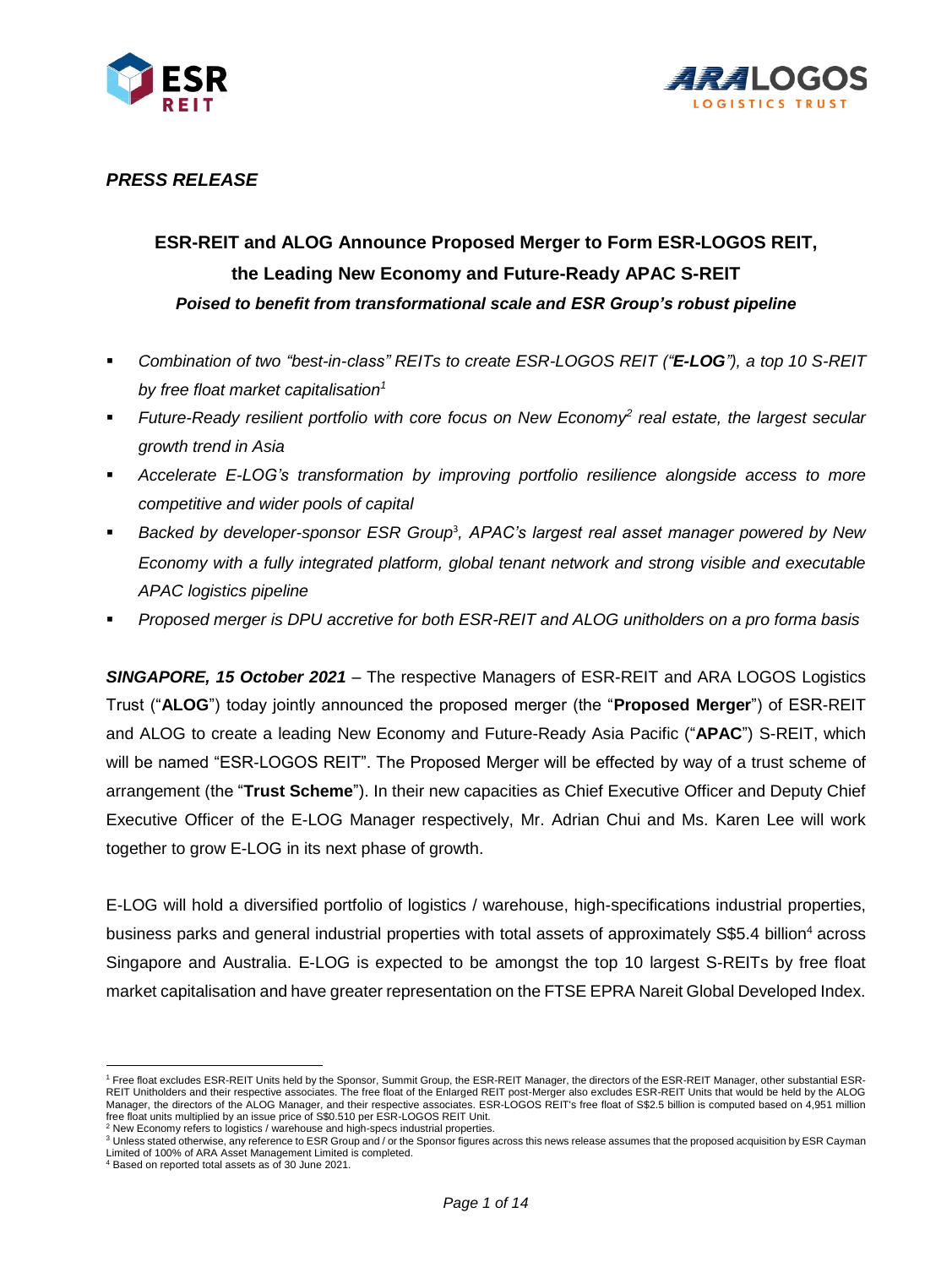*PRESS RELEASE*

## ESR-REIT and ALOG Announce Proposed Merger to Form ESR-LOGOS REIT, the Leading New Economy and Future-Ready APAC S-REIT

***Poised to benefit from transformational scale and ESR Group's robust pipeline***

- *Combination of two "best-in-class" REITs to create ESR-LOGOS REIT ("**E-LOG**"), a top 10 S-REIT by free float market capitalisation*[1]
- *Future-Ready resilient portfolio with core focus on New Economy*[2] *real estate, the largest secular growth trend in Asia*
- *Accelerate E-LOG's transformation by improving portfolio resilience alongside access to more competitive and wider pools of capital*
- *Backed by developer-sponsor ESR Group*[3]*, APAC's largest real asset manager powered by New Economy with a fully integrated platform, global tenant network and strong visible and executable APAC logistics pipeline*
- *Proposed merger is DPU accretive for both ESR-REIT and ALOG unitholders on a pro forma basis*

***SINGAPORE, 15 October 2021*** – The respective Managers of ESR-REIT and ARA LOGOS Logistics Trust ("**ALOG**") today jointly announced the proposed merger (the "**Proposed Merger**") of ESR-REIT and ALOG to create a leading New Economy and Future-Ready Asia Pacific ("**APAC**") S-REIT, which will be named "ESR-LOGOS REIT". The Proposed Merger will be effected by way of a trust scheme of arrangement (the "**Trust Scheme**"). In their new capacities as Chief Executive Officer and Deputy Chief Executive Officer of the E-LOG Manager respectively, Mr. Adrian Chui and Ms. Karen Lee will work together to grow E-LOG in its next phase of growth.

E-LOG will hold a diversified portfolio of logistics / warehouse, high-specifications industrial properties, business parks and general industrial properties with total assets of approximately S$5.4 billion[4] across Singapore and Australia. E-LOG is expected to be amongst the top 10 largest S-REITs by free float market capitalisation and have greater representation on the FTSE EPRA Nareit Global Developed Index.

---

[1] Free float excludes ESR-REIT Units held by the Sponsor, Summit Group, the ESR-REIT Manager, the directors of the ESR-REIT Manager, other substantial ESR-REIT Unitholders and their respective associates. The free float of the Enlarged REIT post-Merger also excludes ESR-REIT Units that would be held by the ALOG Manager, the directors of the ALOG Manager, and their respective associates. ESR-LOGOS REIT's free float of S$2.5 billion is computed based on 4,951 million free float units multiplied by an issue price of S$0.510 per ESR-LOGOS REIT Unit.

[2] New Economy refers to logistics / warehouse and high-specs industrial properties.

[3] Unless stated otherwise, any reference to ESR Group and / or the Sponsor figures across this news release assumes that the proposed acquisition by ESR Cayman Limited of 100% of ARA Asset Management Limited is completed.

[4] Based on reported total assets as of 30 June 2021.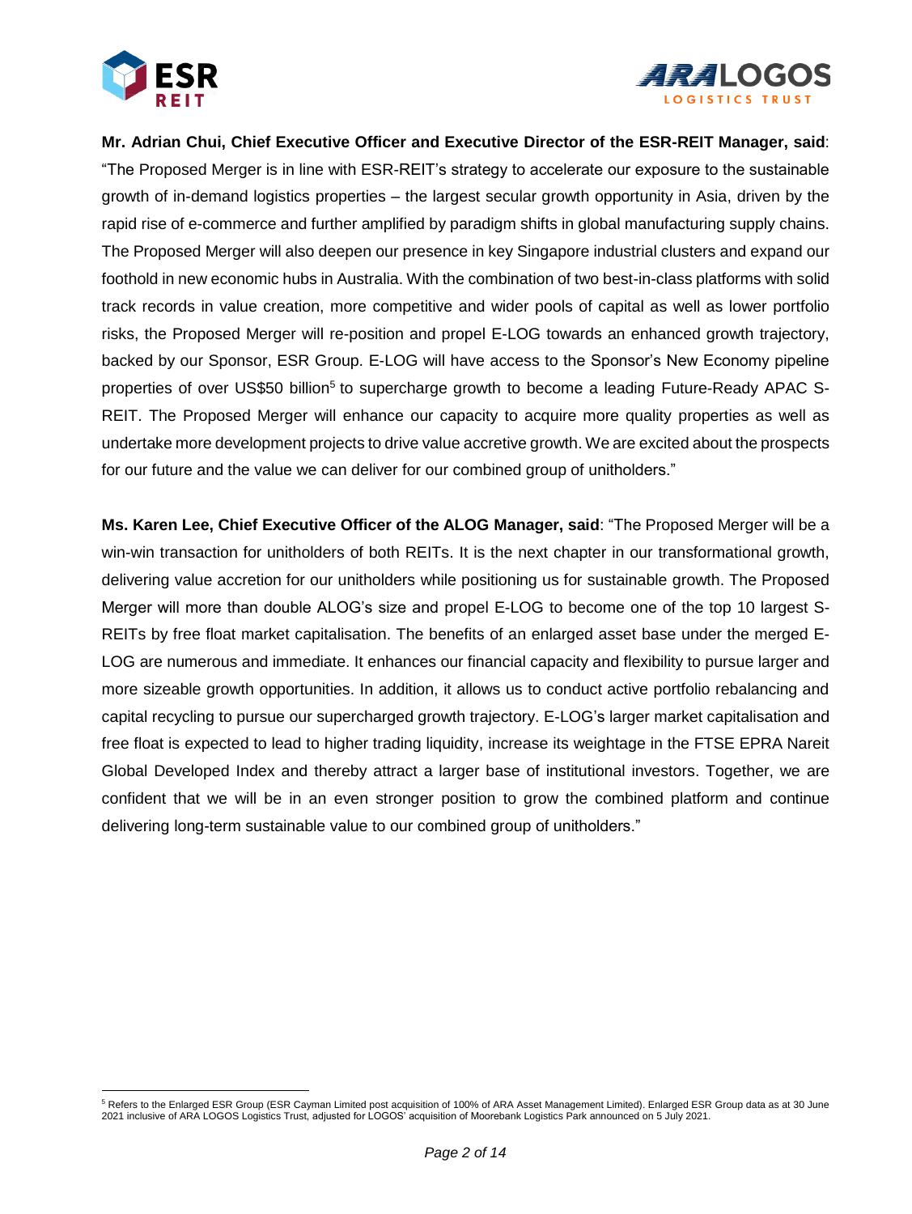**Mr. Adrian Chui, Chief Executive Officer and Executive Director of the ESR-REIT Manager, said**: "The Proposed Merger is in line with ESR-REIT's strategy to accelerate our exposure to the sustainable growth of in-demand logistics properties – the largest secular growth opportunity in Asia, driven by the rapid rise of e-commerce and further amplified by paradigm shifts in global manufacturing supply chains. The Proposed Merger will also deepen our presence in key Singapore industrial clusters and expand our foothold in new economic hubs in Australia. With the combination of two best-in-class platforms with solid track records in value creation, more competitive and wider pools of capital as well as lower portfolio risks, the Proposed Merger will re-position and propel E-LOG towards an enhanced growth trajectory, backed by our Sponsor, ESR Group. E-LOG will have access to the Sponsor's New Economy pipeline properties of over US$50 billion[5] to supercharge growth to become a leading Future-Ready APAC S-REIT. The Proposed Merger will enhance our capacity to acquire more quality properties as well as undertake more development projects to drive value accretive growth. We are excited about the prospects for our future and the value we can deliver for our combined group of unitholders."

**Ms. Karen Lee, Chief Executive Officer of the ALOG Manager, said**: "The Proposed Merger will be a win-win transaction for unitholders of both REITs. It is the next chapter in our transformational growth, delivering value accretion for our unitholders while positioning us for sustainable growth. The Proposed Merger will more than double ALOG's size and propel E-LOG to become one of the top 10 largest S-REITs by free float market capitalisation. The benefits of an enlarged asset base under the merged E-LOG are numerous and immediate. It enhances our financial capacity and flexibility to pursue larger and more sizeable growth opportunities. In addition, it allows us to conduct active portfolio rebalancing and capital recycling to pursue our supercharged growth trajectory. E-LOG's larger market capitalisation and free float is expected to lead to higher trading liquidity, increase its weightage in the FTSE EPRA Nareit Global Developed Index and thereby attract a larger base of institutional investors. Together, we are confident that we will be in an even stronger position to grow the combined platform and continue delivering long-term sustainable value to our combined group of unitholders."

---

[5] Refers to the Enlarged ESR Group (ESR Cayman Limited post acquisition of 100% of ARA Asset Management Limited). Enlarged ESR Group data as at 30 June 2021 inclusive of ARA LOGOS Logistics Trust, adjusted for LOGOS' acquisition of Moorebank Logistics Park announced on 5 July 2021.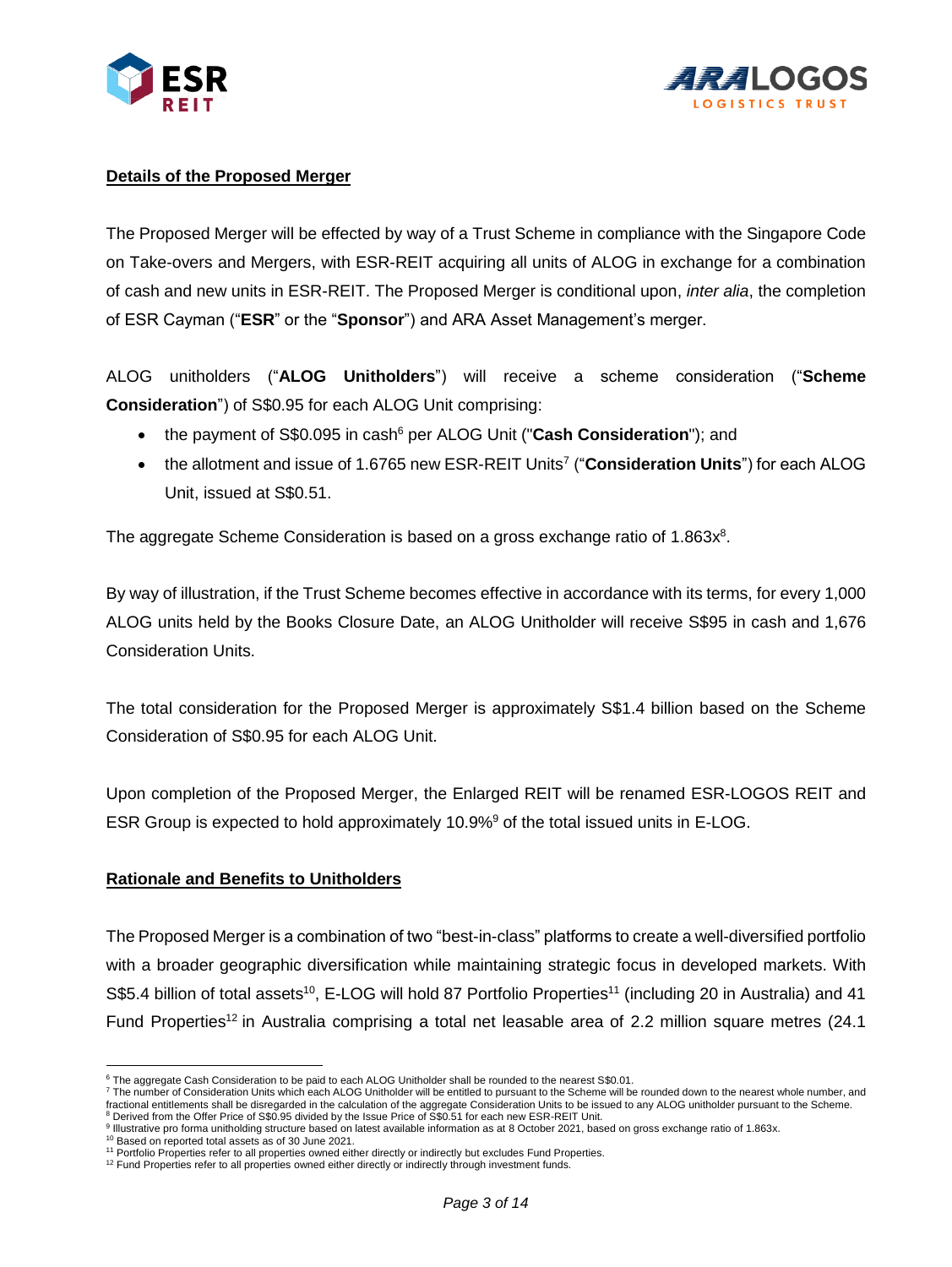**Details of the Proposed Merger**

The Proposed Merger will be effected by way of a Trust Scheme in compliance with the Singapore Code on Take-overs and Mergers, with ESR-REIT acquiring all units of ALOG in exchange for a combination of cash and new units in ESR-REIT. The Proposed Merger is conditional upon, *inter alia*, the completion of ESR Cayman ("**ESR**" or the "**Sponsor**") and ARA Asset Management's merger.

ALOG unitholders ("**ALOG Unitholders**") will receive a scheme consideration ("**Scheme Consideration**") of S$0.95 for each ALOG Unit comprising:

- the payment of S$0.095 in cash[6] per ALOG Unit ("**Cash Consideration**"); and
- the allotment and issue of 1.6765 new ESR-REIT Units[7] ("**Consideration Units**") for each ALOG Unit, issued at S$0.51.

The aggregate Scheme Consideration is based on a gross exchange ratio of 1.863x[8].

By way of illustration, if the Trust Scheme becomes effective in accordance with its terms, for every 1,000 ALOG units held by the Books Closure Date, an ALOG Unitholder will receive S$95 in cash and 1,676 Consideration Units.

The total consideration for the Proposed Merger is approximately S$1.4 billion based on the Scheme Consideration of S$0.95 for each ALOG Unit.

Upon completion of the Proposed Merger, the Enlarged REIT will be renamed ESR-LOGOS REIT and ESR Group is expected to hold approximately 10.9%[9] of the total issued units in E-LOG.

**Rationale and Benefits to Unitholders**

The Proposed Merger is a combination of two "best-in-class" platforms to create a well-diversified portfolio with a broader geographic diversification while maintaining strategic focus in developed markets. With S$5.4 billion of total assets[10], E-LOG will hold 87 Portfolio Properties[11] (including 20 in Australia) and 41 Fund Properties[12] in Australia comprising a total net leasable area of 2.2 million square metres (24.1

---

[6] The aggregate Cash Consideration to be paid to each ALOG Unitholder shall be rounded to the nearest S$0.01.

[7] The number of Consideration Units which each ALOG Unitholder will be entitled to pursuant to the Scheme will be rounded down to the nearest whole number, and fractional entitlements shall be disregarded in the calculation of the aggregate Consideration Units to be issued to any ALOG unitholder pursuant to the Scheme.

[8] Derived from the Offer Price of S$0.95 divided by the Issue Price of S$0.51 for each new ESR-REIT Unit.

[9] Illustrative pro forma unitholding structure based on latest available information as at 8 October 2021, based on gross exchange ratio of 1.863x.

[10] Based on reported total assets as of 30 June 2021.

[11] Portfolio Properties refer to all properties owned either directly or indirectly but excludes Fund Properties.

[12] Fund Properties refer to all properties owned either directly or indirectly through investment funds.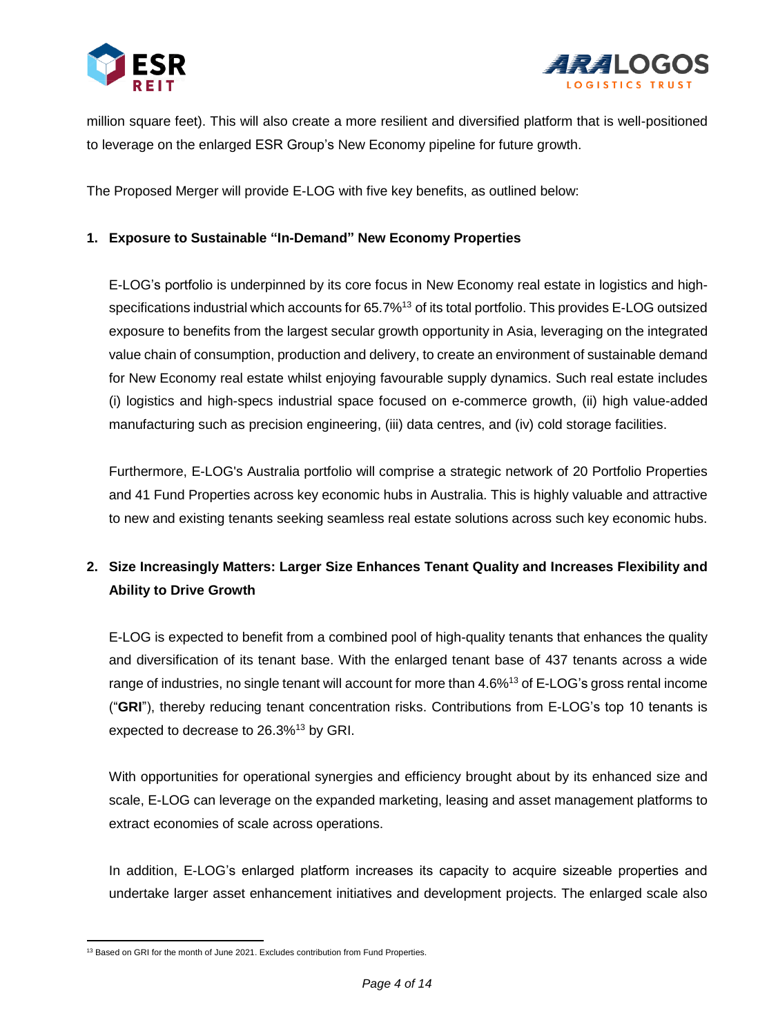million square feet). This will also create a more resilient and diversified platform that is well-positioned to leverage on the enlarged ESR Group's New Economy pipeline for future growth.

The Proposed Merger will provide E-LOG with five key benefits, as outlined below:

**1. Exposure to Sustainable "In-Demand" New Economy Properties**

E-LOG's portfolio is underpinned by its core focus in New Economy real estate in logistics and high-specifications industrial which accounts for 65.7%[13] of its total portfolio. This provides E-LOG outsized exposure to benefits from the largest secular growth opportunity in Asia, leveraging on the integrated value chain of consumption, production and delivery, to create an environment of sustainable demand for New Economy real estate whilst enjoying favourable supply dynamics. Such real estate includes (i) logistics and high-specs industrial space focused on e-commerce growth, (ii) high value-added manufacturing such as precision engineering, (iii) data centres, and (iv) cold storage facilities.

Furthermore, E-LOG's Australia portfolio will comprise a strategic network of 20 Portfolio Properties and 41 Fund Properties across key economic hubs in Australia. This is highly valuable and attractive to new and existing tenants seeking seamless real estate solutions across such key economic hubs.

**2. Size Increasingly Matters: Larger Size Enhances Tenant Quality and Increases Flexibility and Ability to Drive Growth**

E-LOG is expected to benefit from a combined pool of high-quality tenants that enhances the quality and diversification of its tenant base. With the enlarged tenant base of 437 tenants across a wide range of industries, no single tenant will account for more than 4.6%[13] of E-LOG's gross rental income ("**GRI**"), thereby reducing tenant concentration risks. Contributions from E-LOG's top 10 tenants is expected to decrease to 26.3%[13] by GRI.

With opportunities for operational synergies and efficiency brought about by its enhanced size and scale, E-LOG can leverage on the expanded marketing, leasing and asset management platforms to extract economies of scale across operations.

In addition, E-LOG's enlarged platform increases its capacity to acquire sizeable properties and undertake larger asset enhancement initiatives and development projects. The enlarged scale also

---

[13] Based on GRI for the month of June 2021. Excludes contribution from Fund Properties.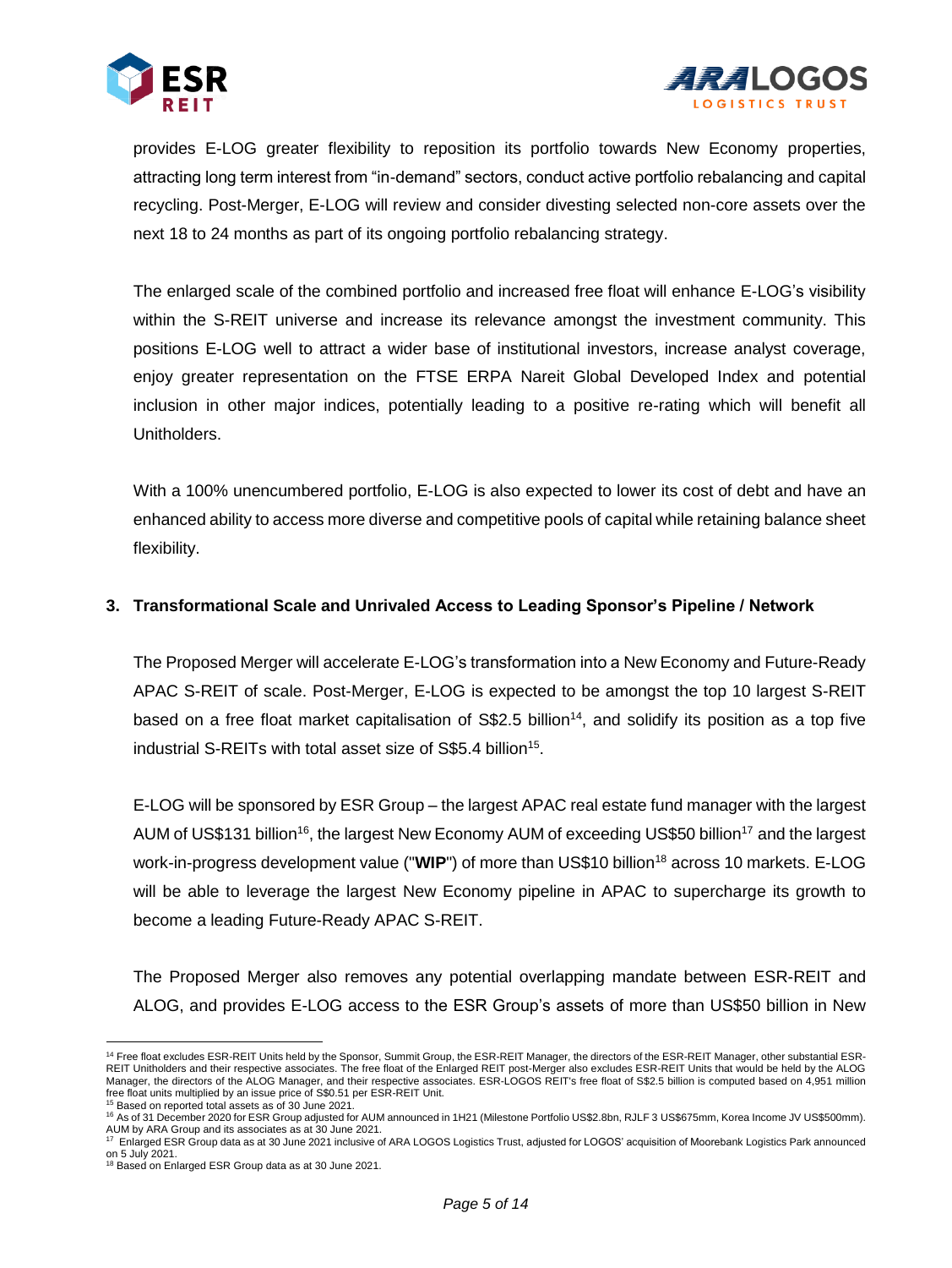provides E-LOG greater flexibility to reposition its portfolio towards New Economy properties, attracting long term interest from "in-demand" sectors, conduct active portfolio rebalancing and capital recycling. Post-Merger, E-LOG will review and consider divesting selected non-core assets over the next 18 to 24 months as part of its ongoing portfolio rebalancing strategy.

The enlarged scale of the combined portfolio and increased free float will enhance E-LOG's visibility within the S-REIT universe and increase its relevance amongst the investment community. This positions E-LOG well to attract a wider base of institutional investors, increase analyst coverage, enjoy greater representation on the FTSE ERPA Nareit Global Developed Index and potential inclusion in other major indices, potentially leading to a positive re-rating which will benefit all Unitholders.

With a 100% unencumbered portfolio, E-LOG is also expected to lower its cost of debt and have an enhanced ability to access more diverse and competitive pools of capital while retaining balance sheet flexibility.

### 3. Transformational Scale and Unrivaled Access to Leading Sponsor's Pipeline / Network

The Proposed Merger will accelerate E-LOG's transformation into a New Economy and Future-Ready APAC S-REIT of scale. Post-Merger, E-LOG is expected to be amongst the top 10 largest S-REIT based on a free float market capitalisation of S$2.5 billion[14], and solidify its position as a top five industrial S-REITs with total asset size of S$5.4 billion[15].

E-LOG will be sponsored by ESR Group – the largest APAC real estate fund manager with the largest AUM of US$131 billion[16], the largest New Economy AUM of exceeding US$50 billion[17] and the largest work-in-progress development value ("**WIP**") of more than US$10 billion[18] across 10 markets. E-LOG will be able to leverage the largest New Economy pipeline in APAC to supercharge its growth to become a leading Future-Ready APAC S-REIT.

The Proposed Merger also removes any potential overlapping mandate between ESR-REIT and ALOG, and provides E-LOG access to the ESR Group's assets of more than US$50 billion in New

---

[14] Free float excludes ESR-REIT Units held by the Sponsor, Summit Group, the ESR-REIT Manager, the directors of the ESR-REIT Manager, other substantial ESR-REIT Unitholders and their respective associates. The free float of the Enlarged REIT post-Merger also excludes ESR-REIT Units that would be held by the ALOG Manager, the directors of the ALOG Manager, and their respective associates. ESR-LOGOS REIT's free float of S$2.5 billion is computed based on 4,951 million free float units multiplied by an issue price of S$0.51 per ESR-REIT Unit.

[15] Based on reported total assets as of 30 June 2021.

[16] As of 31 December 2020 for ESR Group adjusted for AUM announced in 1H21 (Milestone Portfolio US$2.8bn, RJLF 3 US$675mm, Korea Income JV US$500mm). AUM by ARA Group and its associates as at 30 June 2021.

[17] Enlarged ESR Group data as at 30 June 2021 inclusive of ARA LOGOS Logistics Trust, adjusted for LOGOS' acquisition of Moorebank Logistics Park announced on 5 July 2021.

[18] Based on Enlarged ESR Group data as at 30 June 2021.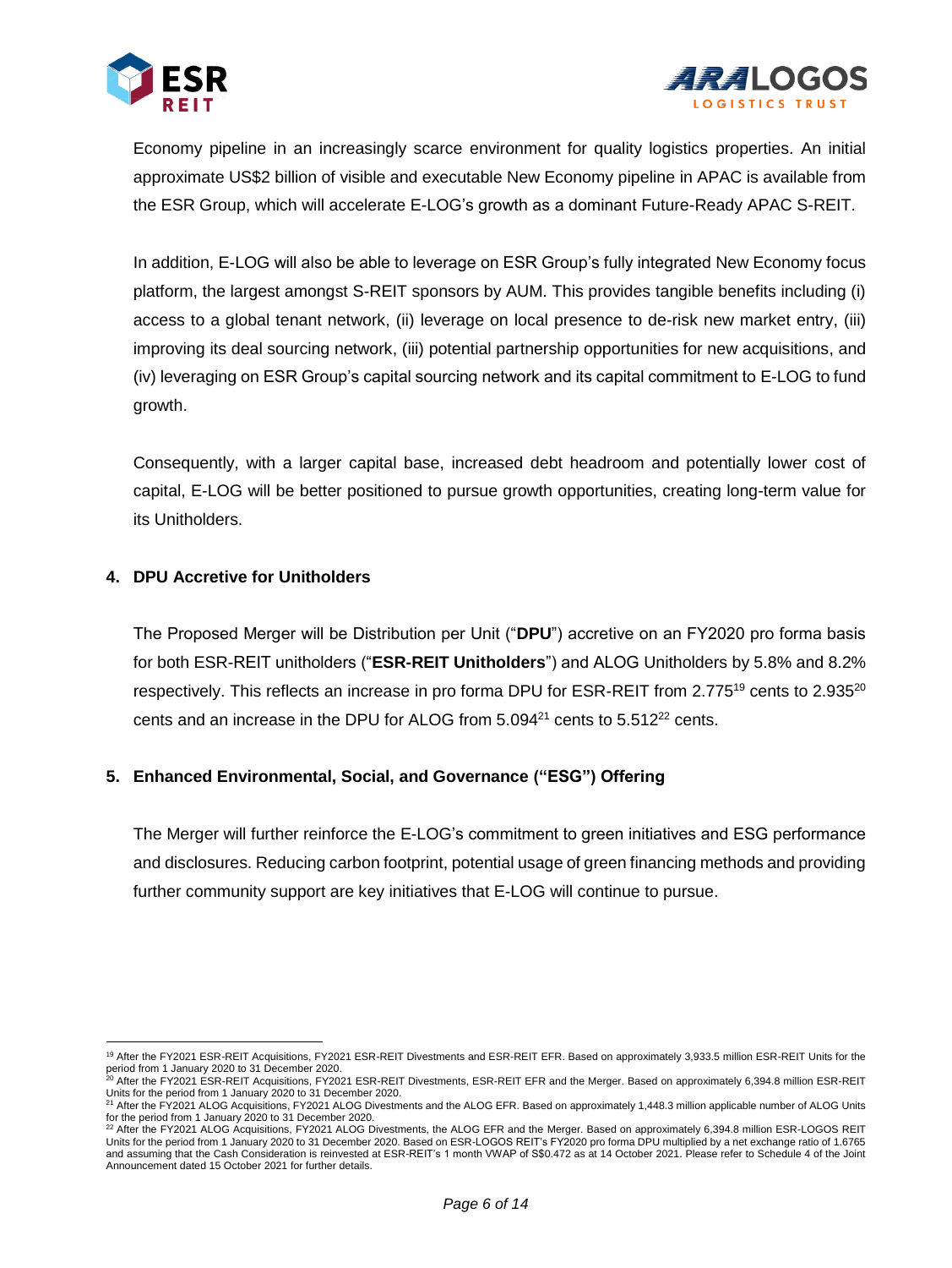Economy pipeline in an increasingly scarce environment for quality logistics properties. An initial approximate US$2 billion of visible and executable New Economy pipeline in APAC is available from the ESR Group, which will accelerate E-LOG's growth as a dominant Future-Ready APAC S-REIT.

In addition, E-LOG will also be able to leverage on ESR Group's fully integrated New Economy focus platform, the largest amongst S-REIT sponsors by AUM. This provides tangible benefits including (i) access to a global tenant network, (ii) leverage on local presence to de-risk new market entry, (iii) improving its deal sourcing network, (iii) potential partnership opportunities for new acquisitions, and (iv) leveraging on ESR Group's capital sourcing network and its capital commitment to E-LOG to fund growth.

Consequently, with a larger capital base, increased debt headroom and potentially lower cost of capital, E-LOG will be better positioned to pursue growth opportunities, creating long-term value for its Unitholders.

## 4. DPU Accretive for Unitholders

The Proposed Merger will be Distribution per Unit ("**DPU**") accretive on an FY2020 pro forma basis for both ESR-REIT unitholders ("**ESR-REIT Unitholders**") and ALOG Unitholders by 5.8% and 8.2% respectively. This reflects an increase in pro forma DPU for ESR-REIT from 2.775[19] cents to 2.935[20] cents and an increase in the DPU for ALOG from 5.094[21] cents to 5.512[22] cents.

## 5. Enhanced Environmental, Social, and Governance ("ESG") Offering

The Merger will further reinforce the E-LOG's commitment to green initiatives and ESG performance and disclosures. Reducing carbon footprint, potential usage of green financing methods and providing further community support are key initiatives that E-LOG will continue to pursue.

---

[19] After the FY2021 ESR-REIT Acquisitions, FY2021 ESR-REIT Divestments and ESR-REIT EFR. Based on approximately 3,933.5 million ESR-REIT Units for the period from 1 January 2020 to 31 December 2020.

[20] After the FY2021 ESR-REIT Acquisitions, FY2021 ESR-REIT Divestments, ESR-REIT EFR and the Merger. Based on approximately 6,394.8 million ESR-REIT Units for the period from 1 January 2020 to 31 December 2020.

[21] After the FY2021 ALOG Acquisitions, FY2021 ALOG Divestments and the ALOG EFR. Based on approximately 1,448.3 million applicable number of ALOG Units for the period from 1 January 2020 to 31 December 2020.

[22] After the FY2021 ALOG Acquisitions, FY2021 ALOG Divestments, the ALOG EFR and the Merger. Based on approximately 6,394.8 million ESR-LOGOS REIT Units for the period from 1 January 2020 to 31 December 2020. Based on ESR-LOGOS REIT's FY2020 pro forma DPU multiplied by a net exchange ratio of 1.6765 and assuming that the Cash Consideration is reinvested at ESR-REIT's 1 month VWAP of S$0.472 as at 14 October 2021. Please refer to Schedule 4 of the Joint Announcement dated 15 October 2021 for further details.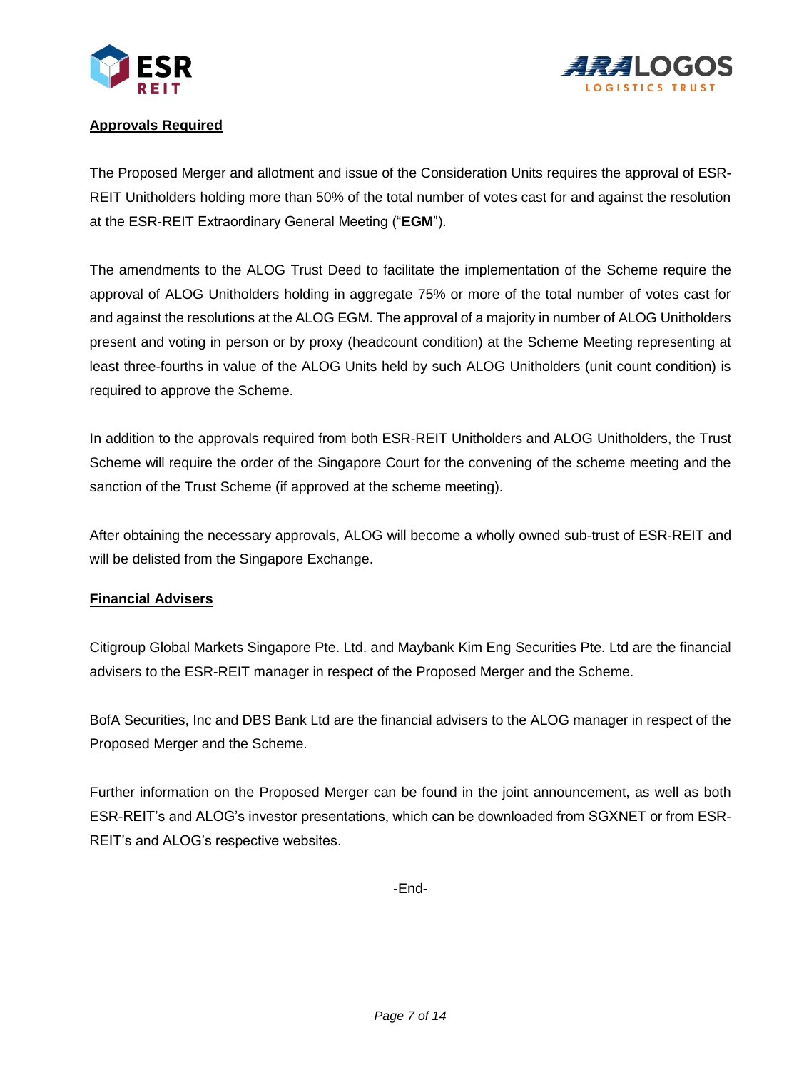**Approvals Required**

The Proposed Merger and allotment and issue of the Consideration Units requires the approval of ESR-REIT Unitholders holding more than 50% of the total number of votes cast for and against the resolution at the ESR-REIT Extraordinary General Meeting ("**EGM**").

The amendments to the ALOG Trust Deed to facilitate the implementation of the Scheme require the approval of ALOG Unitholders holding in aggregate 75% or more of the total number of votes cast for and against the resolutions at the ALOG EGM. The approval of a majority in number of ALOG Unitholders present and voting in person or by proxy (headcount condition) at the Scheme Meeting representing at least three-fourths in value of the ALOG Units held by such ALOG Unitholders (unit count condition) is required to approve the Scheme.

In addition to the approvals required from both ESR-REIT Unitholders and ALOG Unitholders, the Trust Scheme will require the order of the Singapore Court for the convening of the scheme meeting and the sanction of the Trust Scheme (if approved at the scheme meeting).

After obtaining the necessary approvals, ALOG will become a wholly owned sub-trust of ESR-REIT and will be delisted from the Singapore Exchange.

**Financial Advisers**

Citigroup Global Markets Singapore Pte. Ltd. and Maybank Kim Eng Securities Pte. Ltd are the financial advisers to the ESR-REIT manager in respect of the Proposed Merger and the Scheme.

BofA Securities, Inc and DBS Bank Ltd are the financial advisers to the ALOG manager in respect of the Proposed Merger and the Scheme.

Further information on the Proposed Merger can be found in the joint announcement, as well as both ESR-REIT's and ALOG's investor presentations, which can be downloaded from SGXNET or from ESR-REIT's and ALOG's respective websites.

-End-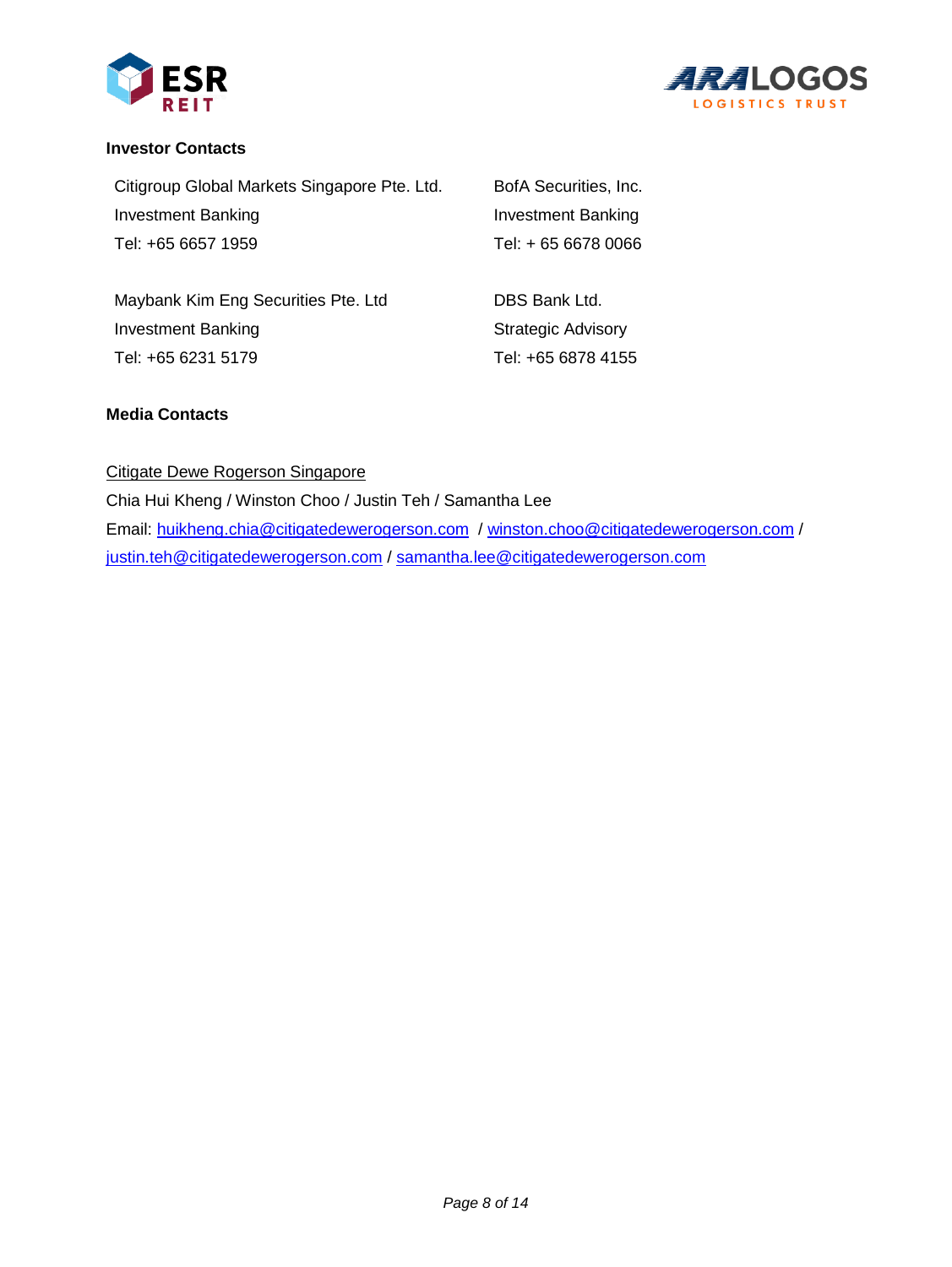**Investor Contacts**

Citigroup Global Markets Singapore Pte. Ltd.
Investment Banking
Tel: +65 6657 1959

BofA Securities, Inc.
Investment Banking
Tel: + 65 6678 0066

Maybank Kim Eng Securities Pte. Ltd
Investment Banking
Tel: +65 6231 5179

DBS Bank Ltd.
Strategic Advisory
Tel: +65 6878 4155

**Media Contacts**

Citigate Dewe Rogerson Singapore
Chia Hui Kheng / Winston Choo / Justin Teh / Samantha Lee
Email: huikheng.chia@citigatedewerogerson.com / winston.choo@citigatedewerogerson.com / justin.teh@citigatedewerogerson.com / samantha.lee@citigatedewerogerson.com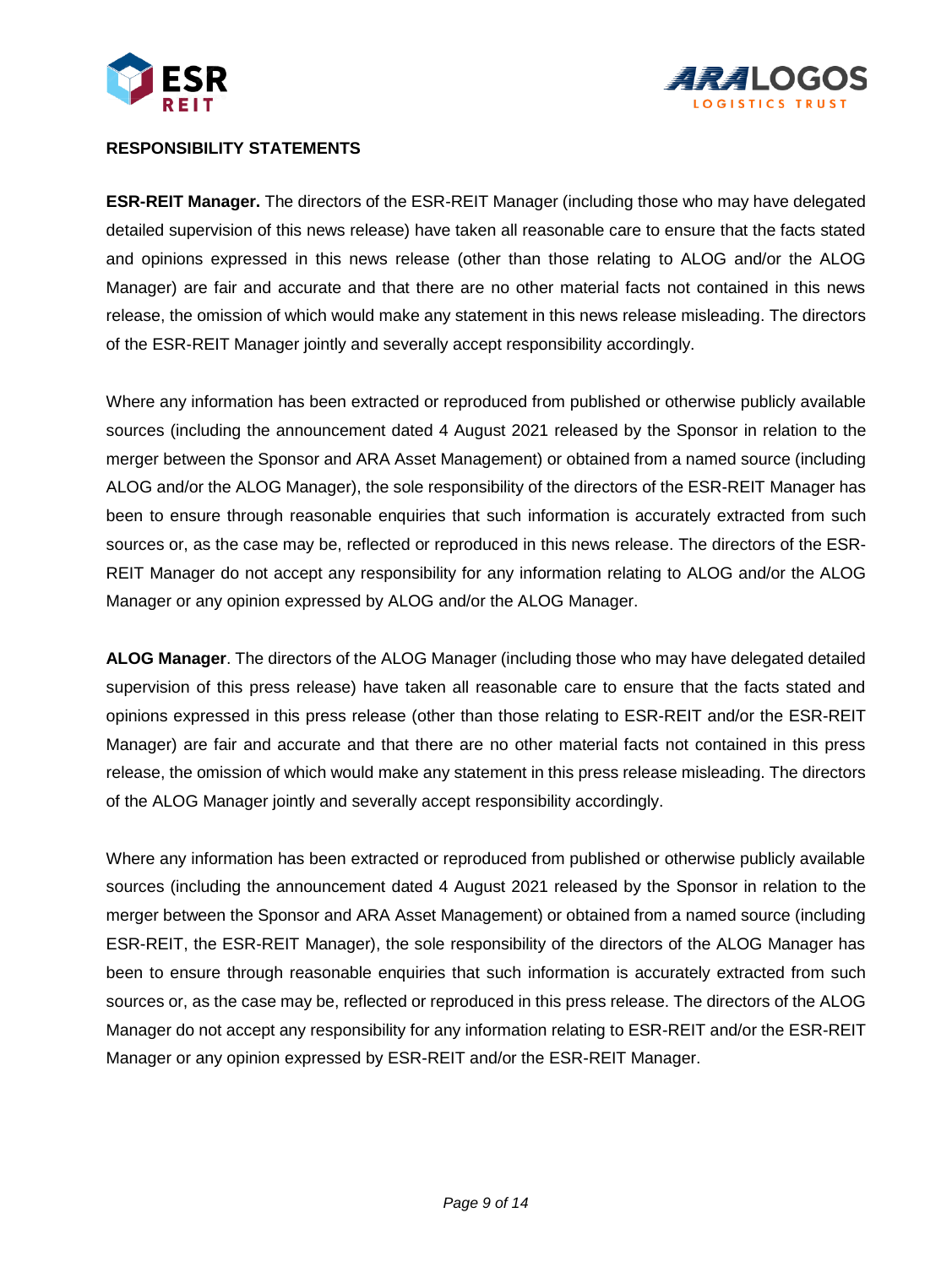**RESPONSIBILITY STATEMENTS**

**ESR-REIT Manager.** The directors of the ESR-REIT Manager (including those who may have delegated detailed supervision of this news release) have taken all reasonable care to ensure that the facts stated and opinions expressed in this news release (other than those relating to ALOG and/or the ALOG Manager) are fair and accurate and that there are no other material facts not contained in this news release, the omission of which would make any statement in this news release misleading. The directors of the ESR-REIT Manager jointly and severally accept responsibility accordingly.

Where any information has been extracted or reproduced from published or otherwise publicly available sources (including the announcement dated 4 August 2021 released by the Sponsor in relation to the merger between the Sponsor and ARA Asset Management) or obtained from a named source (including ALOG and/or the ALOG Manager), the sole responsibility of the directors of the ESR-REIT Manager has been to ensure through reasonable enquiries that such information is accurately extracted from such sources or, as the case may be, reflected or reproduced in this news release. The directors of the ESR-REIT Manager do not accept any responsibility for any information relating to ALOG and/or the ALOG Manager or any opinion expressed by ALOG and/or the ALOG Manager.

**ALOG Manager**. The directors of the ALOG Manager (including those who may have delegated detailed supervision of this press release) have taken all reasonable care to ensure that the facts stated and opinions expressed in this press release (other than those relating to ESR-REIT and/or the ESR-REIT Manager) are fair and accurate and that there are no other material facts not contained in this press release, the omission of which would make any statement in this press release misleading. The directors of the ALOG Manager jointly and severally accept responsibility accordingly.

Where any information has been extracted or reproduced from published or otherwise publicly available sources (including the announcement dated 4 August 2021 released by the Sponsor in relation to the merger between the Sponsor and ARA Asset Management) or obtained from a named source (including ESR-REIT, the ESR-REIT Manager), the sole responsibility of the directors of the ALOG Manager has been to ensure through reasonable enquiries that such information is accurately extracted from such sources or, as the case may be, reflected or reproduced in this press release. The directors of the ALOG Manager do not accept any responsibility for any information relating to ESR-REIT and/or the ESR-REIT Manager or any opinion expressed by ESR-REIT and/or the ESR-REIT Manager.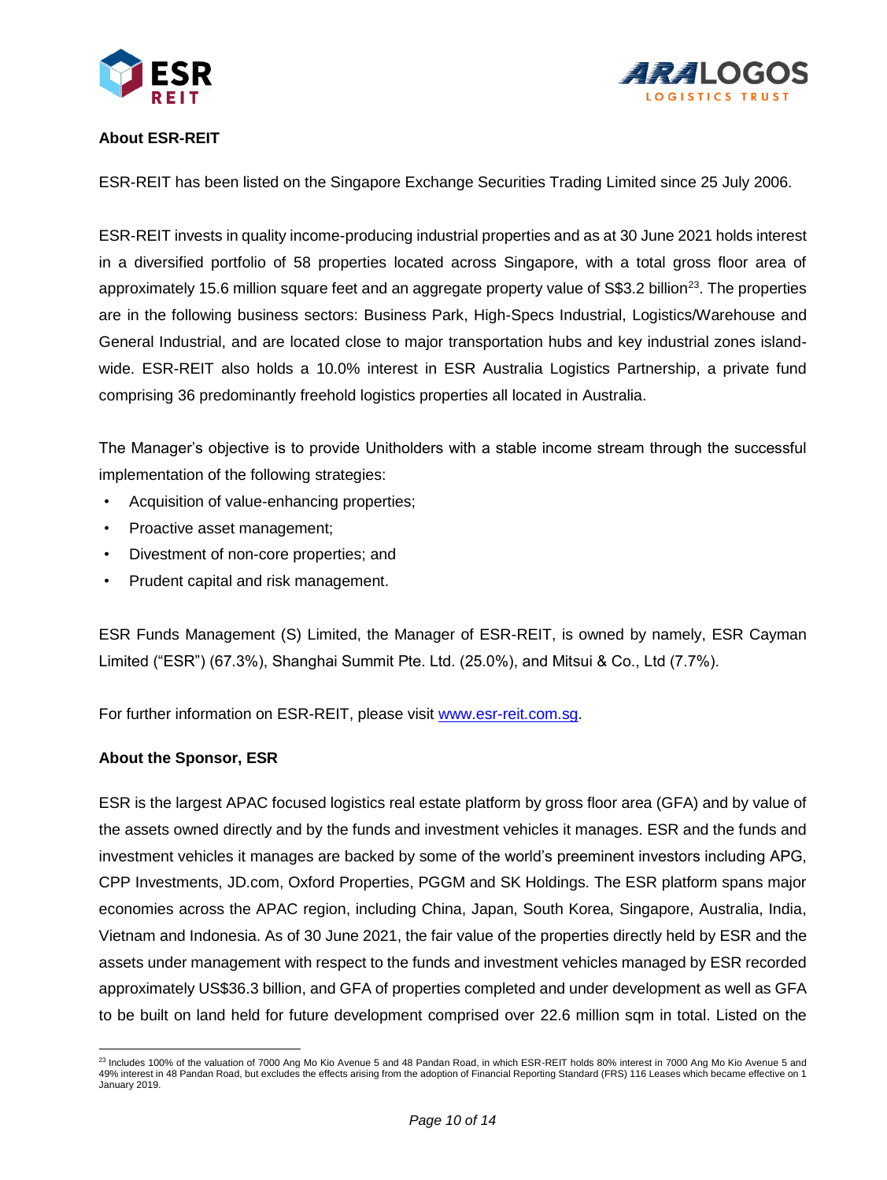**About ESR-REIT**

ESR-REIT has been listed on the Singapore Exchange Securities Trading Limited since 25 July 2006.

ESR-REIT invests in quality income-producing industrial properties and as at 30 June 2021 holds interest in a diversified portfolio of 58 properties located across Singapore, with a total gross floor area of approximately 15.6 million square feet and an aggregate property value of S$3.2 billion[23]. The properties are in the following business sectors: Business Park, High-Specs Industrial, Logistics/Warehouse and General Industrial, and are located close to major transportation hubs and key industrial zones island-wide. ESR-REIT also holds a 10.0% interest in ESR Australia Logistics Partnership, a private fund comprising 36 predominantly freehold logistics properties all located in Australia.

The Manager's objective is to provide Unitholders with a stable income stream through the successful implementation of the following strategies:

- Acquisition of value-enhancing properties;
- Proactive asset management;
- Divestment of non-core properties; and
- Prudent capital and risk management.

ESR Funds Management (S) Limited, the Manager of ESR-REIT, is owned by namely, ESR Cayman Limited ("ESR") (67.3%), Shanghai Summit Pte. Ltd. (25.0%), and Mitsui & Co., Ltd (7.7%).

For further information on ESR-REIT, please visit www.esr-reit.com.sg.

**About the Sponsor, ESR**

ESR is the largest APAC focused logistics real estate platform by gross floor area (GFA) and by value of the assets owned directly and by the funds and investment vehicles it manages. ESR and the funds and investment vehicles it manages are backed by some of the world's preeminent investors including APG, CPP Investments, JD.com, Oxford Properties, PGGM and SK Holdings. The ESR platform spans major economies across the APAC region, including China, Japan, South Korea, Singapore, Australia, India, Vietnam and Indonesia. As of 30 June 2021, the fair value of the properties directly held by ESR and the assets under management with respect to the funds and investment vehicles managed by ESR recorded approximately US$36.3 billion, and GFA of properties completed and under development as well as GFA to be built on land held for future development comprised over 22.6 million sqm in total. Listed on the

[23] Includes 100% of the valuation of 7000 Ang Mo Kio Avenue 5 and 48 Pandan Road, in which ESR-REIT holds 80% interest in 7000 Ang Mo Kio Avenue 5 and 49% interest in 48 Pandan Road, but excludes the effects arising from the adoption of Financial Reporting Standard (FRS) 116 Leases which became effective on 1 January 2019.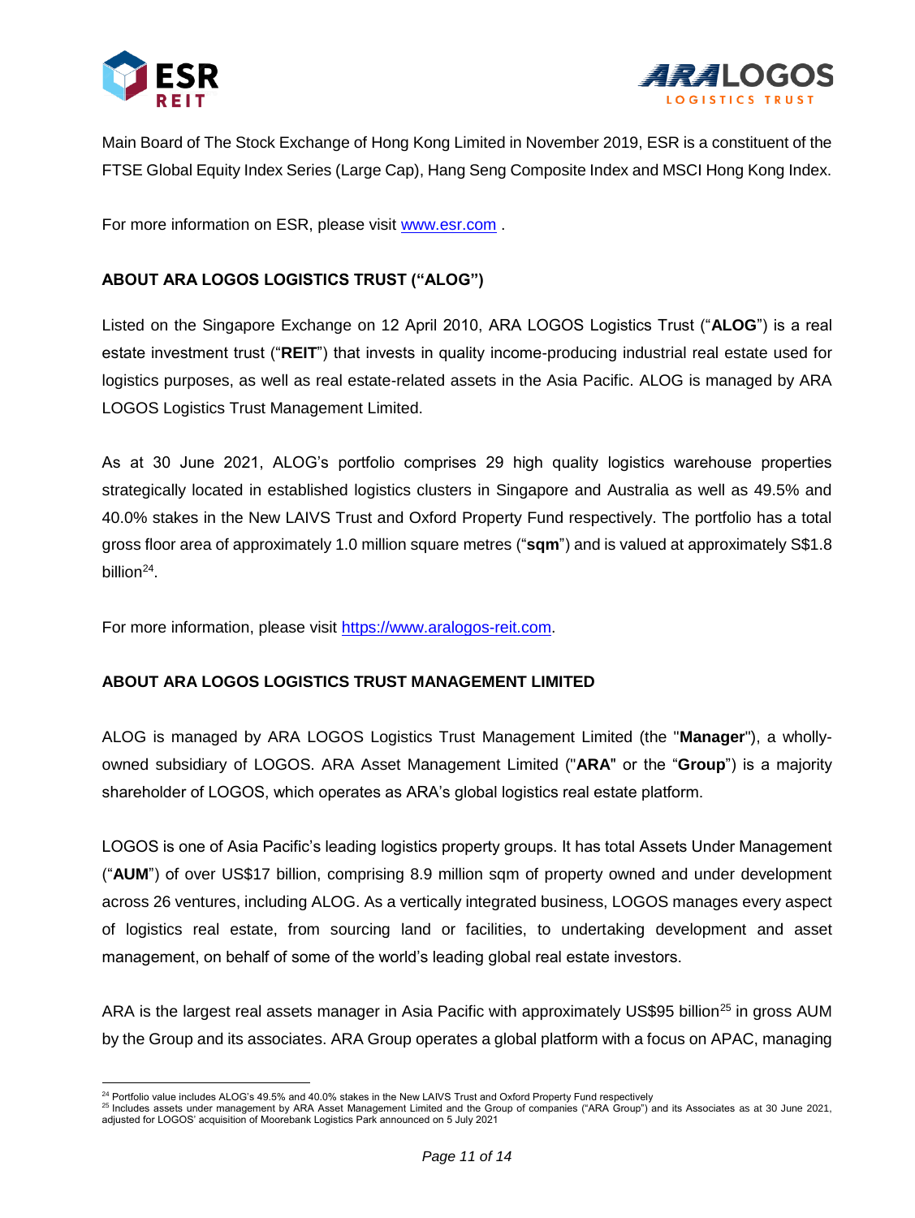Main Board of The Stock Exchange of Hong Kong Limited in November 2019, ESR is a constituent of the FTSE Global Equity Index Series (Large Cap), Hang Seng Composite Index and MSCI Hong Kong Index.

For more information on ESR, please visit www.esr.com .

**ABOUT ARA LOGOS LOGISTICS TRUST ("ALOG")**

Listed on the Singapore Exchange on 12 April 2010, ARA LOGOS Logistics Trust ("**ALOG**") is a real estate investment trust ("**REIT**") that invests in quality income-producing industrial real estate used for logistics purposes, as well as real estate-related assets in the Asia Pacific. ALOG is managed by ARA LOGOS Logistics Trust Management Limited.

As at 30 June 2021, ALOG's portfolio comprises 29 high quality logistics warehouse properties strategically located in established logistics clusters in Singapore and Australia as well as 49.5% and 40.0% stakes in the New LAIVS Trust and Oxford Property Fund respectively. The portfolio has a total gross floor area of approximately 1.0 million square metres ("**sqm**") and is valued at approximately S$1.8 billion[24].

For more information, please visit https://www.aralogos-reit.com.

**ABOUT ARA LOGOS LOGISTICS TRUST MANAGEMENT LIMITED**

ALOG is managed by ARA LOGOS Logistics Trust Management Limited (the "**Manager**"), a wholly-owned subsidiary of LOGOS. ARA Asset Management Limited ("**ARA**" or the "**Group**") is a majority shareholder of LOGOS, which operates as ARA's global logistics real estate platform.

LOGOS is one of Asia Pacific's leading logistics property groups. It has total Assets Under Management ("**AUM**") of over US$17 billion, comprising 8.9 million sqm of property owned and under development across 26 ventures, including ALOG. As a vertically integrated business, LOGOS manages every aspect of logistics real estate, from sourcing land or facilities, to undertaking development and asset management, on behalf of some of the world's leading global real estate investors.

ARA is the largest real assets manager in Asia Pacific with approximately US$95 billion[25] in gross AUM by the Group and its associates. ARA Group operates a global platform with a focus on APAC, managing

---

[24] Portfolio value includes ALOG's 49.5% and 40.0% stakes in the New LAIVS Trust and Oxford Property Fund respectively

[25] Includes assets under management by ARA Asset Management Limited and the Group of companies ("ARA Group") and its Associates as at 30 June 2021, adjusted for LOGOS' acquisition of Moorebank Logistics Park announced on 5 July 2021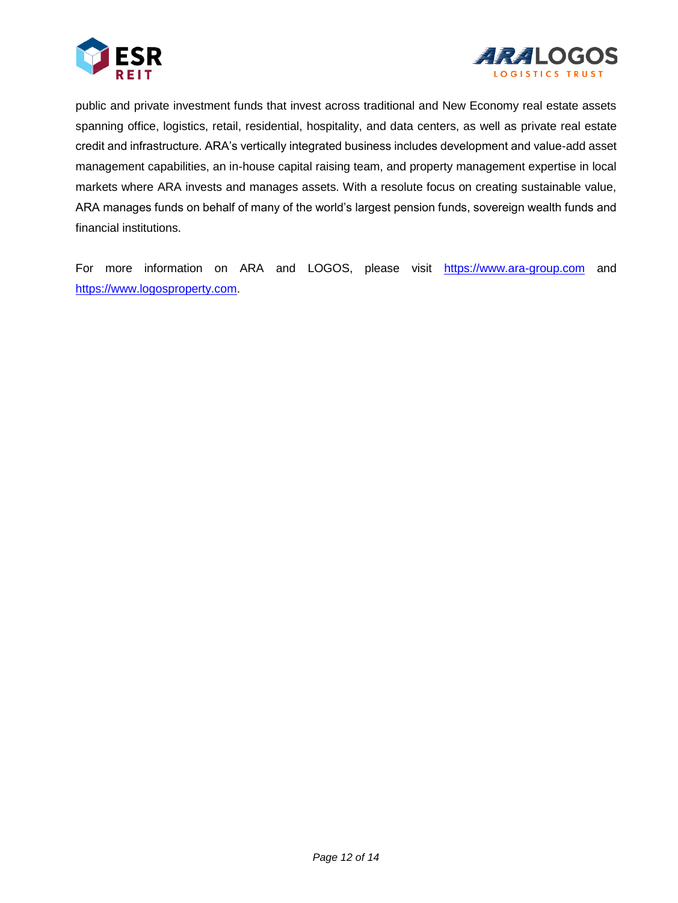public and private investment funds that invest across traditional and New Economy real estate assets spanning office, logistics, retail, residential, hospitality, and data centers, as well as private real estate credit and infrastructure. ARA's vertically integrated business includes development and value-add asset management capabilities, an in-house capital raising team, and property management expertise in local markets where ARA invests and manages assets. With a resolute focus on creating sustainable value, ARA manages funds on behalf of many of the world's largest pension funds, sovereign wealth funds and financial institutions.

For more information on ARA and LOGOS, please visit https://www.ara-group.com and https://www.logosproperty.com.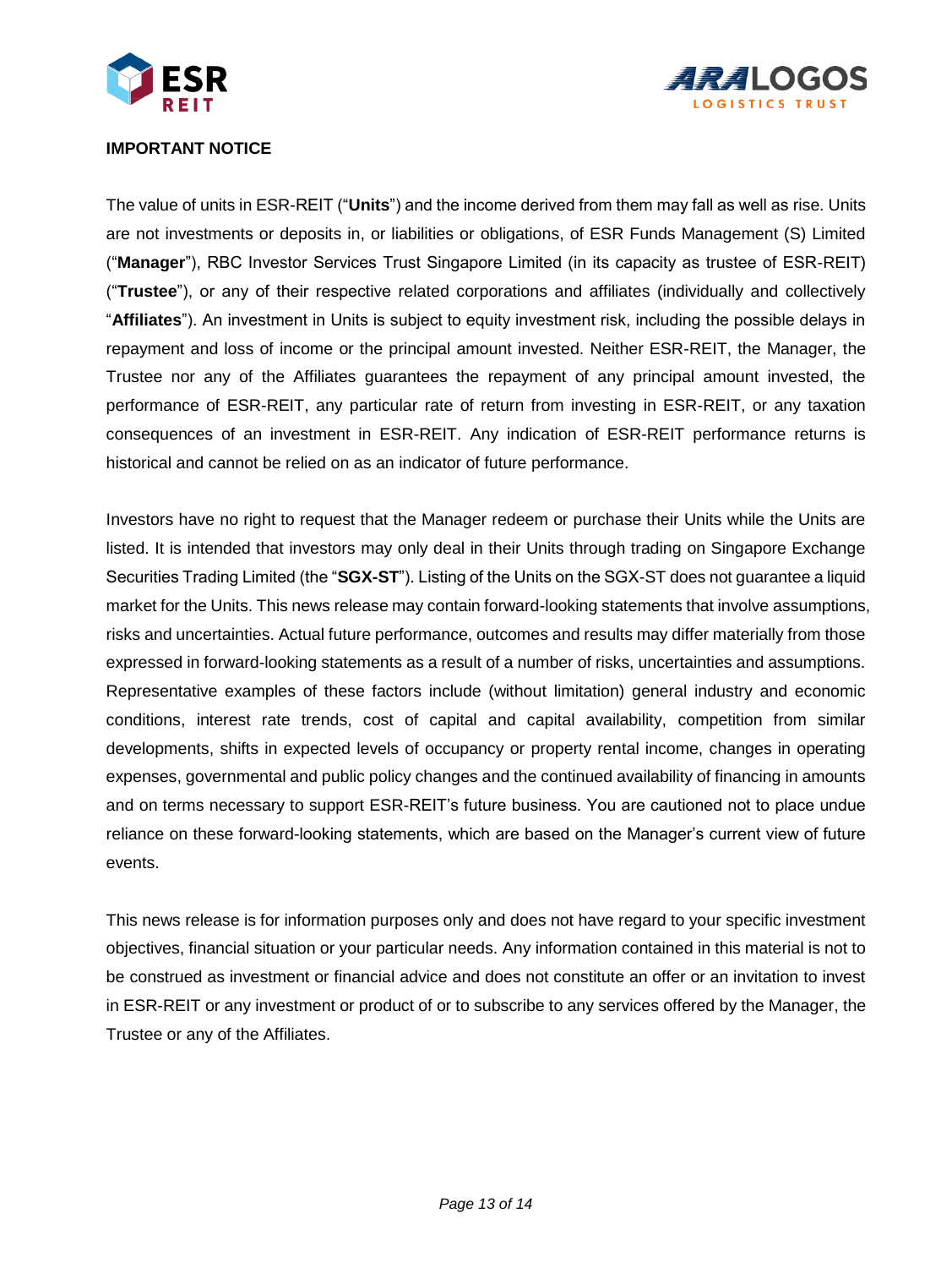**IMPORTANT NOTICE**

The value of units in ESR-REIT ("**Units**") and the income derived from them may fall as well as rise. Units are not investments or deposits in, or liabilities or obligations, of ESR Funds Management (S) Limited ("**Manager**"), RBC Investor Services Trust Singapore Limited (in its capacity as trustee of ESR-REIT) ("**Trustee**"), or any of their respective related corporations and affiliates (individually and collectively "**Affiliates**"). An investment in Units is subject to equity investment risk, including the possible delays in repayment and loss of income or the principal amount invested. Neither ESR-REIT, the Manager, the Trustee nor any of the Affiliates guarantees the repayment of any principal amount invested, the performance of ESR-REIT, any particular rate of return from investing in ESR-REIT, or any taxation consequences of an investment in ESR-REIT. Any indication of ESR-REIT performance returns is historical and cannot be relied on as an indicator of future performance.

Investors have no right to request that the Manager redeem or purchase their Units while the Units are listed. It is intended that investors may only deal in their Units through trading on Singapore Exchange Securities Trading Limited (the "**SGX-ST**"). Listing of the Units on the SGX-ST does not guarantee a liquid market for the Units. This news release may contain forward-looking statements that involve assumptions, risks and uncertainties. Actual future performance, outcomes and results may differ materially from those expressed in forward-looking statements as a result of a number of risks, uncertainties and assumptions. Representative examples of these factors include (without limitation) general industry and economic conditions, interest rate trends, cost of capital and capital availability, competition from similar developments, shifts in expected levels of occupancy or property rental income, changes in operating expenses, governmental and public policy changes and the continued availability of financing in amounts and on terms necessary to support ESR-REIT's future business. You are cautioned not to place undue reliance on these forward-looking statements, which are based on the Manager's current view of future events.

This news release is for information purposes only and does not have regard to your specific investment objectives, financial situation or your particular needs. Any information contained in this material is not to be construed as investment or financial advice and does not constitute an offer or an invitation to invest in ESR-REIT or any investment or product of or to subscribe to any services offered by the Manager, the Trustee or any of the Affiliates.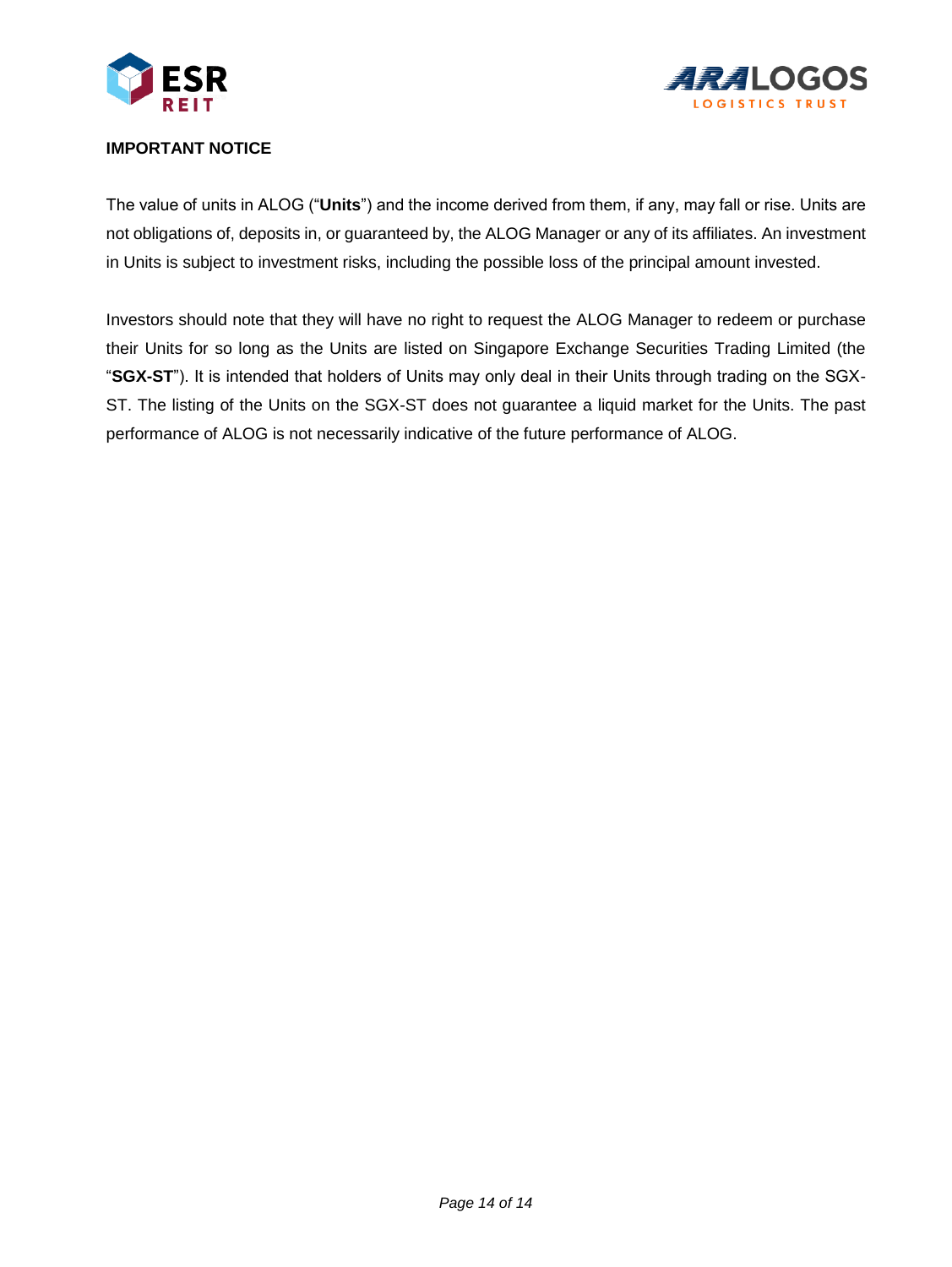**IMPORTANT NOTICE**

The value of units in ALOG ("**Units**") and the income derived from them, if any, may fall or rise. Units are not obligations of, deposits in, or guaranteed by, the ALOG Manager or any of its affiliates. An investment in Units is subject to investment risks, including the possible loss of the principal amount invested.

Investors should note that they will have no right to request the ALOG Manager to redeem or purchase their Units for so long as the Units are listed on Singapore Exchange Securities Trading Limited (the "**SGX-ST**"). It is intended that holders of Units may only deal in their Units through trading on the SGX-ST. The listing of the Units on the SGX-ST does not guarantee a liquid market for the Units. The past performance of ALOG is not necessarily indicative of the future performance of ALOG.